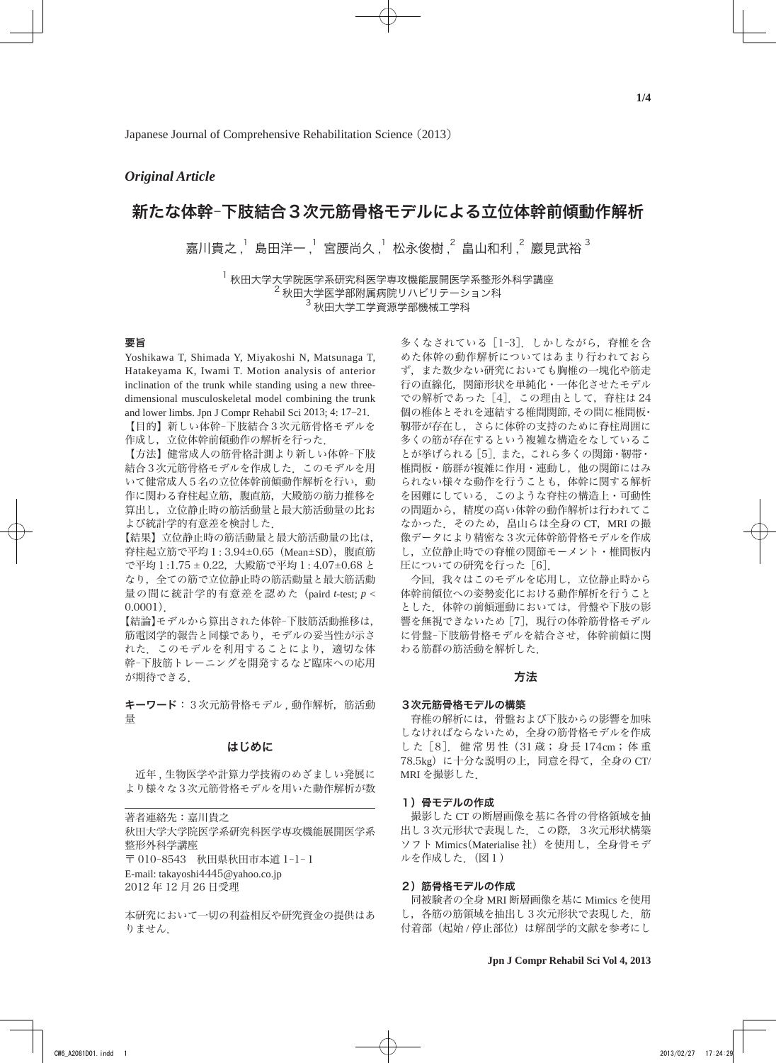Japanese Journal of Comprehensive Rehabilitation Science (2013)

*Original Article*

# 新たな体幹‒下肢結合３次元筋骨格モデルによる立位体幹前傾動作解析

嘉川貴之 ,[1] 島田洋一 ,[1] 宮腰尚久 ,[1] 松永俊樹 ,[2] 畠山和利 ,[2] 巖見武裕 [3]

[1] 秋田大学大学院医学系研究科医学専攻機能展開医学系整形外科学講座
[2] 秋田大学医学部附属病院リハビリテーション科
[3] 秋田大学工学資源学部機械工学科

## 要旨

Yoshikawa T, Shimada Y, Miyakoshi N, Matsunaga T, Hatakeyama K, Iwami T. Motion analysis of anterior inclination of the trunk while standing using a new three-dimensional musculoskeletal model combining the trunk and lower limbs. Jpn J Compr Rehabil Sci 2013; 4: 17‒21.

【目的】新しい体幹‒下肢結合３次元筋骨格モデルを作成し，立位体幹前傾動作の解析を行った．

【方法】健常成人の筋骨格計測より新しい体幹‒下肢結合３次元筋骨格モデルを作成した．このモデルを用いて健常成人５名の立位体幹前傾動作解析を行い，動作に関わる脊柱起立筋，腹直筋，大殿筋の筋力推移を算出し，立位静止時の筋活動量と最大筋活動量の比および統計学的有意差を検討した．

【結果】立位静止時の筋活動量と最大筋活動量の比は，脊柱起立筋で平均 1 : 3.94±0.65（Mean±SD），腹直筋で平均 1 :1.75 ± 0.22，大殿筋で平均 1 : 4.07±0.68 となり，全ての筋で立位静止時の筋活動量と最大筋活動量の間に統計学的有意差を認めた（paired *t*-test; $p <$ 0.0001）．

【結論】モデルから算出された体幹‒下肢筋活動推移は，筋電図学的報告と同様であり，モデルの妥当性が示された．このモデルを利用することにより，適切な体幹‒下肢筋トレーニングを開発するなど臨床への応用が期待できる．

**キーワード**：３次元筋骨格モデル , 動作解析，筋活動量

## はじめに

近年 , 生物医学や計算力学技術のめざましい発展により様々な３次元筋骨格モデルを用いた動作解析が数多くなされている［1‒3］．しかしながら，脊椎を含めた体幹の動作解析についてはあまり行われておらず，また数少ない研究においても胸椎の一塊化や筋走行の直線化，関節形状を単純化・一体化させたモデルでの解析であった［4］．この理由として，脊柱は 24 個の椎体とそれを連結する椎間関節, その間に椎間板・靭帯が存在し，さらに体幹の支持のために脊柱周囲に多くの筋が存在するという複雑な構造をなしていることが挙げられる［5］. また，これら多くの関節・靭帯・椎間板・筋群が複雑に作用・連動し，他の関節にはみられない様々な動作を行うことも，体幹に関する解析を困難にしている．このような脊柱の構造上・可動性の問題から，精度の高い体幹の動作解析は行われてこなかった．そのため，畠山らは全身の CT，MRI の撮像データにより精密な３次元体幹筋骨格モデルを作成し，立位静止時での脊椎の関節モーメント・椎間板内圧についての研究を行った［6］.

今回，我々はこのモデルを応用し，立位静止時から体幹前傾位への姿勢変化における動作解析を行うこととした．体幹の前傾運動においては，骨盤や下肢の影響を無視できないため［7］，現行の体幹筋骨格モデルに骨盤‒下肢筋骨格モデルを結合させ，体幹前傾に関わる筋群の筋活動を解析した．

著者連絡先：嘉川貴之
秋田大学大学院医学系研究科医学専攻機能展開医学系整形外科学講座
〒 010‒8543　秋田県秋田市本道 1‒1‒1
E-mail: takayoshi4445@yahoo.co.jp
2012 年 12 月 26 日受理

本研究において一切の利益相反や研究資金の提供はありません．

## 方法

### ３次元筋骨格モデルの構築

脊椎の解析には，骨盤および下肢からの影響を加味しなければならないため，全身の筋骨格モデルを作成した［8］．健常男性（31 歳；身長 174cm；体重 78.5kg）に十分な説明の上，同意を得て，全身の CT/MRI を撮影した．

#### １）骨モデルの作成

撮影した CT の断層画像を基に各骨の骨格領域を抽出し３次元形状で表現した．この際，３次元形状構築ソフト Mimics(Materialise 社）を使用し，全身骨モデルを作成した．（図１）

#### ２）筋骨格モデルの作成

同被験者の全身 MRI 断層画像を基に Mimics を使用し，各筋の筋領域を抽出し３次元形状で表現した．筋付着部（起始 / 停止部位）は解剖学的文献を参考にし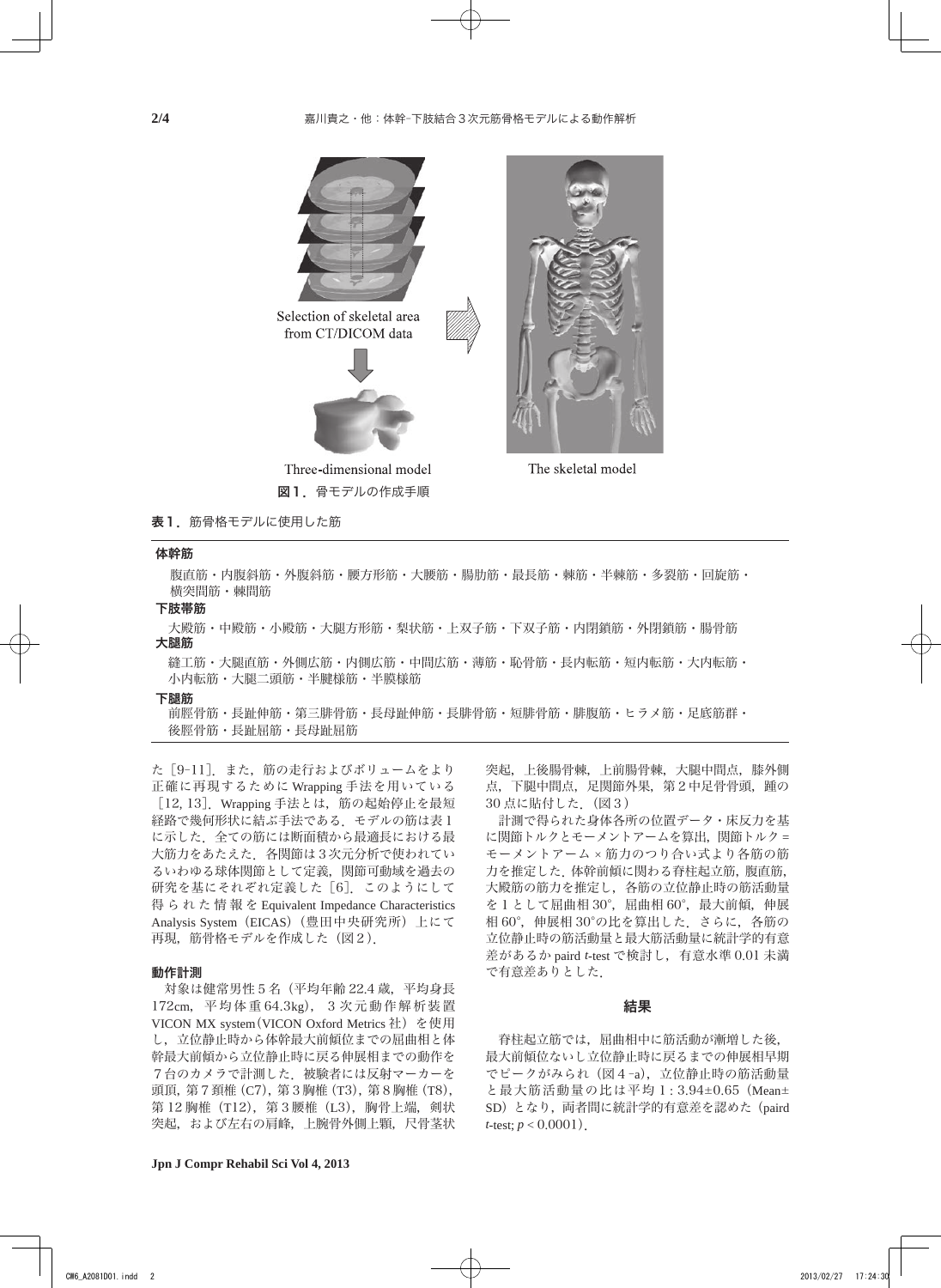Selection of skeletal area from CT/DICOM data

Three-dimensional model

The skeletal model

**図１．** 骨モデルの作成手順

**表１．** 筋骨格モデルに使用した筋

| |
|---|
| **体幹筋** |
| 腹直筋・内腹斜筋・外腹斜筋・腰方形筋・大腰筋・腸肋筋・最長筋・棘筋・半棘筋・多裂筋・回旋筋・横突間筋・棘間筋 |
| **下肢帯筋** |
| 大殿筋・中殿筋・小殿筋・大腿方形筋・梨状筋・上双子筋・下双子筋・内閉鎖筋・外閉鎖筋・腸骨筋 |
| **大腿筋** |
| 縫工筋・大腿直筋・外側広筋・内側広筋・中間広筋・薄筋・恥骨筋・長内転筋・短内転筋・大内転筋・小内転筋・大腿二頭筋・半腱様筋・半膜様筋 |
| **下腿筋** |
| 前脛骨筋・長趾伸筋・第三腓骨筋・長母趾伸筋・長腓骨筋・短腓骨筋・腓腹筋・ヒラメ筋・足底筋群・後脛骨筋・長趾屈筋・長母趾屈筋 |

た［9-11］．また，筋の走行およびボリュームをより正確に再現するために Wrapping 手法を用いている［12, 13］．Wrapping 手法とは，筋の起始停止を最短経路で幾何形状に結ぶ手法である．モデルの筋は表１に示した．全ての筋には断面積から最適長における最大筋力をあたえた．各関節は３次元分析で使われているいわゆる球体関節として定義，関節可動域を過去の研究を基にそれぞれ定義した［6］．このようにして得られた情報を Equivalent Impedance Characteristics Analysis System（EICAS）（豊田中央研究所）上にて再現，筋骨格モデルを作成した（図２）．

### 動作計測

対象は健常男性５名（平均年齢 22.4 歳，平均身長 172cm，平均体重 64.3kg），３次元動作解析装置 VICON MX system（VICON Oxford Metrics 社）を使用し，立位静止時から体幹最大前傾位までの屈曲相と体幹最大前傾から立位静止時に戻る伸展相までの動作を７台のカメラで計測した．被験者には反射マーカーを頭頂，第７頚椎（C7），第３胸椎（T3），第８胸椎（T8），第 12 胸椎（T12），第３腰椎（L3），胸骨上端，剣状突起，および左右の肩峰，上腕骨外側上顆，尺骨茎状突起，上後腸骨棘，上前腸骨棘，大腿中間点，膝外側点，下腿中間点，足関節外果，第２中足骨骨頭，踵の 30 点に貼付した．（図３）

計測で得られた身体各所の位置データ・床反力を基に関節トルクとモーメントアームを算出，関節トルク＝モーメントアーム × 筋力のつり合い式より各筋の筋力を推定した．体幹前傾に関わる脊柱起立筋，腹直筋，大殿筋の筋力を推定し，各筋の立位静止時の筋活動量を１として屈曲相 30°，屈曲相 60°，最大前傾，伸展相 60°，伸展相 30°の比を算出した．さらに，各筋の立位静止時の筋活動量と最大筋活動量に統計学的有意差があるか paird *t*-test で検討し，有意水準 0.01 未満で有意差ありとした．

## 結果

脊柱起立筋では，屈曲相中に筋活動が漸増した後，最大前傾位ないし立位静止時に戻るまでの伸展相早期でピークがみられ（図４-a），立位静止時の筋活動量と最大筋活動量の比は平均 1 : 3.94±0.65（Mean±SD）となり，両者間に統計学的有意差を認めた（paird *t*-test; $p < 0.0001$）．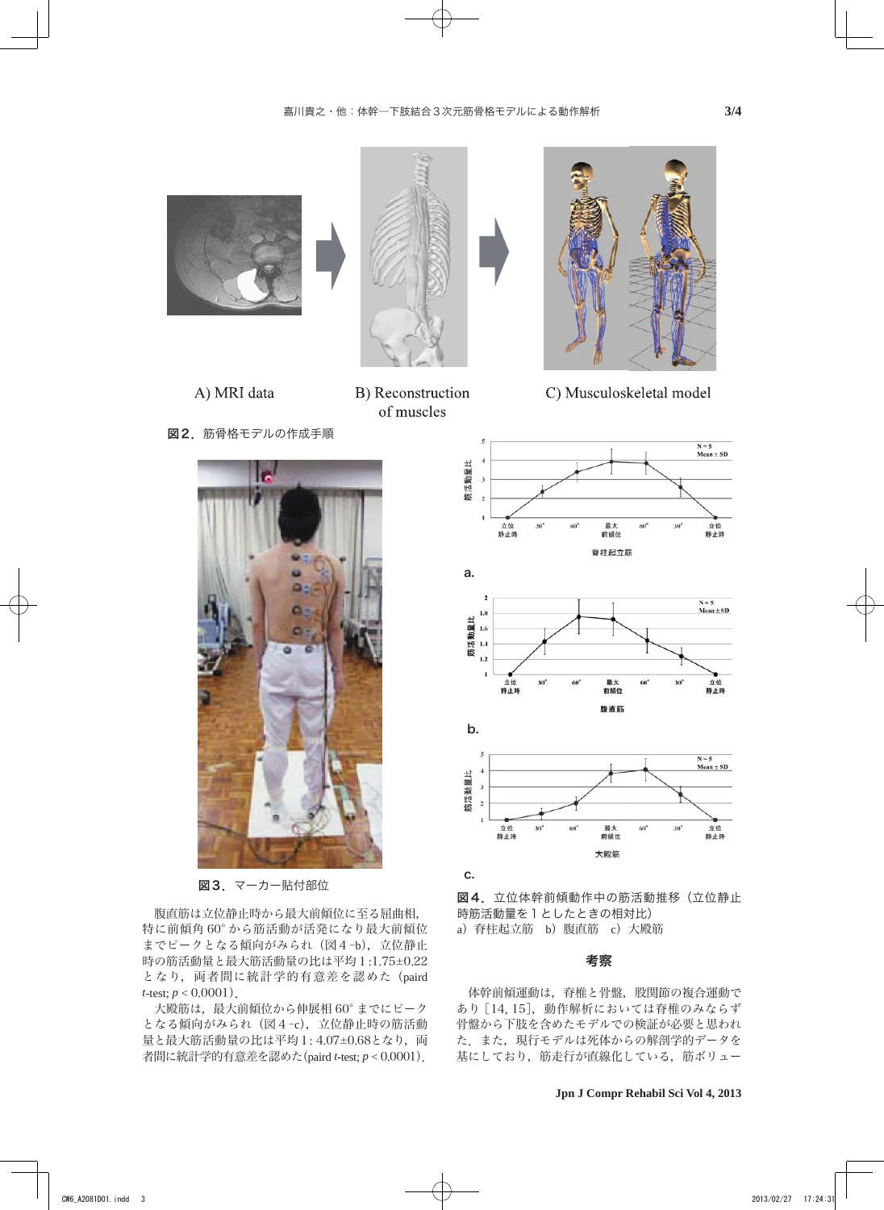A) MRI data　　B) Reconstruction of muscles　　C) Musculoskeletal model

**図2．** 筋骨格モデルの作成手順

**図3．** マーカー貼付部位

腹直筋は立位静止時から最大前傾位に至る屈曲相，特に前傾角 60° から筋活動が活発になり最大前傾位までピークとなる傾向がみられ（図4-b），立位静止時の筋活動量と最大筋活動量の比は平均 1：1.75±0.22 となり，両者間に統計学的有意差を認めた（paird *t*-test; $p < 0.0001$）．

大殿筋は，最大前傾位から伸展相 60° までにピークとなる傾向がみられ（図4-c），立位静止時の筋活動量と最大筋活動量の比は平均 1：4.07±0.68となり，両者間に統計学的有意差を認めた（paird *t*-test; $p < 0.0001$）．

**図4．** 立位体幹前傾動作中の筋活動推移（立位静止時筋活動量を 1 としたときの相対比）
a）脊柱起立筋　b）腹直筋　c）大殿筋

## 考察

体幹前傾運動は，脊椎と骨盤，股関節の複合運動であり［14, 15］，動作解析においては脊椎のみならず骨盤から下肢を含めたモデルでの検証が必要と思われた．また，現行モデルは死体からの解剖学的データを基にしており，筋走行が直線化している，筋ボリュー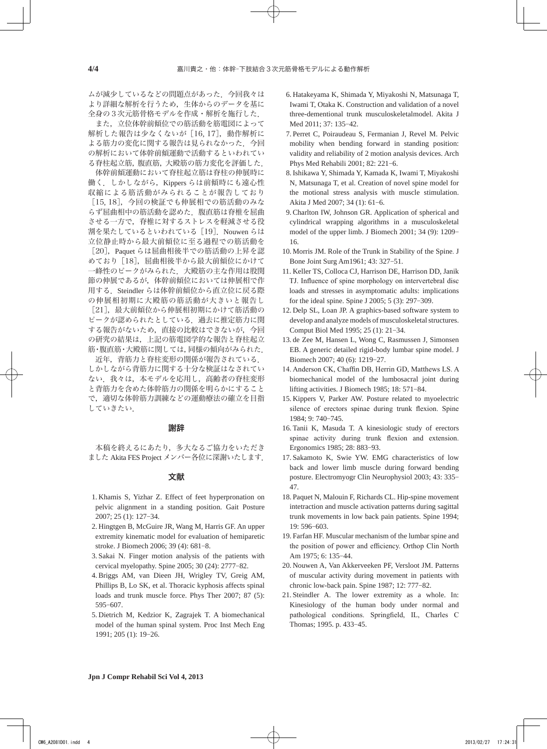ムが減少しているなどの問題点があった．今回我々はより詳細な解析を行うため，生体からのデータを基に全身の３次元筋骨格モデルを作成・解析を施行した．

また，立位体幹前傾位での筋活動を筋電図によって解析した報告は少なくないが［16, 17］，動作解析による筋力の変化に関する報告は見られなかった．今回の解析において体幹前傾運動で活動するといわれている脊柱起立筋，腹直筋，大殿筋の筋力変化を評価した．

体幹前傾運動において脊柱起立筋は脊柱の伸展時に働く．しかしながら，Kippers らは前傾時にも遠心性収縮による筋活動がみられることが報告しており［15, 18］，今回の検証でも伸展相での筋活動のみならず屈曲相中の筋活動を認めた．腹直筋は脊椎を屈曲させる一方で，脊椎に対するストレスを軽減させる役割を果たしているといわれている［19］．Nouwen らは立位静止時から最大前傾位に至る過程での筋活動を［20］，Paquet らは屈曲相後半での筋活動の上昇を認めており［18］，屈曲相後半から最大前傾位にかけて一峰性のピークがみられた．大殿筋の主な作用は股関節の伸展であるが，体幹前傾位においては伸展相で作用する．Steindler らは体幹前傾位から直立位に戻る際の伸展相初期に大殿筋の筋活動が大きいと報告し［21］，最大前傾位から伸展相初期にかけて筋活動のピークが認められたとしている．過去に推定筋力に関する報告がないため，直接の比較はできないが，今回の研究の結果は，上記の筋電図学的な報告と脊柱起立筋・腹直筋・大殿筋に関しては，同様の傾向がみられた．

近年，背筋力と脊柱変形の関係が報告されている．しかしながら背筋力に関する十分な検証はなされていない．我々は，本モデルを応用し，高齢者の脊柱変形と背筋力を含めた体幹筋力の関係を明らかにすることで，適切な体幹筋力訓練などの運動療法の確立を目指していきたい．

## 謝辞

本稿を終えるにあたり，多大なるご協力をいただきました Akita FES Project メンバー各位に深謝いたします．

## 文献

1. Khamis S, Yizhar Z. Effect of feet hyperpronation on pelvic alignment in a standing position. Gait Posture 2007; 25 (1): 127–34.
2. Hingtgen B, McGuire JR, Wang M, Harris GF. An upper extremity kinematic model for evaluation of hemiparetic stroke. J Biomech 2006; 39 (4): 681–8.
3. Sakai N. Finger motion analysis of the patients with cervical myelopathy. Spine 2005; 30 (24): 2777–82.
4. Briggs AM, van Dieen JH, Wrigley TV, Greig AM, Phillips B, Lo SK, et al. Thoracic kyphosis affects spinal loads and trunk muscle force. Phys Ther 2007; 87 (5): 595–607.
5. Dietrich M, Kedzior K, Zagrajek T. A biomechanical model of the human spinal system. Proc Inst Mech Eng 1991; 205 (1): 19–26.
6. Hatakeyama K, Shimada Y, Miyakoshi N, Matsunaga T, Iwami T, Otaka K. Construction and validation of a novel three-dementional trunk musculoskeletalmodel. Akita J Med 2011; 37: 135–42.
7. Perret C, Poiraudeau S, Fermanian J, Revel M. Pelvic mobility when bending forward in standing position: validity and reliability of 2 motion analysis devices. Arch Phys Med Rehabili 2001; 82: 221–6.
8. Ishikawa Y, Shimada Y, Kamada K, Iwami T, Miyakoshi N, Matsunaga T, et al. Creation of novel spine model for the motional stress analysis with muscle stimulation. Akita J Med 2007; 34 (1): 61–6.
9. Charlton IW, Johnson GR. Application of spherical and cylindrical wrapping algorithms in a musculoskeletal model of the upper limb. J Biomech 2001; 34 (9): 1209–16.
10. Morris JM. Role of the Trunk in Stability of the Spine. J Bone Joint Surg Am1961; 43: 327–51.
11. Keller TS, Colloca CJ, Harrison DE, Harrison DD, Janik TJ. Influence of spine morphology on intervertebral disc loads and stresses in asymptomatic adults: implications for the ideal spine. Spine J 2005; 5 (3): 297–309.
12. Delp SL, Loan JP. A graphics-based software system to develop and analyze models of musculoskeletal structures. Comput Biol Med 1995; 25 (1): 21–34.
13. de Zee M, Hansen L, Wong C, Rasmussen J, Simonsen EB. A generic detailed rigid-body lumbar spine model. J Biomech 2007; 40 (6): 1219–27.
14. Anderson CK, Chaffin DB, Herrin GD, Matthews LS. A biomechanical model of the lumbosacral joint during lifting activities. J Biomech 1985; 18: 571–84.
15. Kippers V, Parker AW. Posture related to myoelectric silence of erectors spinae during trunk flexion. Spine 1984; 9: 740–745.
16. Tanii K, Masuda T. A kinesiologic study of erectors spinae activity during trunk flexion and extension. Ergonomics 1985; 28: 883–93.
17. Sakamoto K, Swie YW. EMG characteristics of low back and lower limb muscle during forward bending posture. Electromyogr Clin Neurophysiol 2003; 43: 335–47.
18. Paquet N, Malouin F, Richards CL. Hip-spine movement intetraction and muscle activation patterns during sagittal trunk movements in low back pain patients. Spine 1994; 19: 596–603.
19. Farfan HF. Muscular mechanism of the lumbar spine and the position of power and efficiency. Orthop Clin North Am 1975; 6: 135–44.
20. Nouwen A, Van Akkerveeken PF, Versloot JM. Patterns of muscular activity during movement in patients with chronic low-back pain. Spine 1987; 12: 777–82.
21. Steindler A. The lower extremity as a whole. In: Kinesiology of the human body under normal and pathological conditions. Springfield, IL, Charles C Thomas; 1995. p. 433–45.